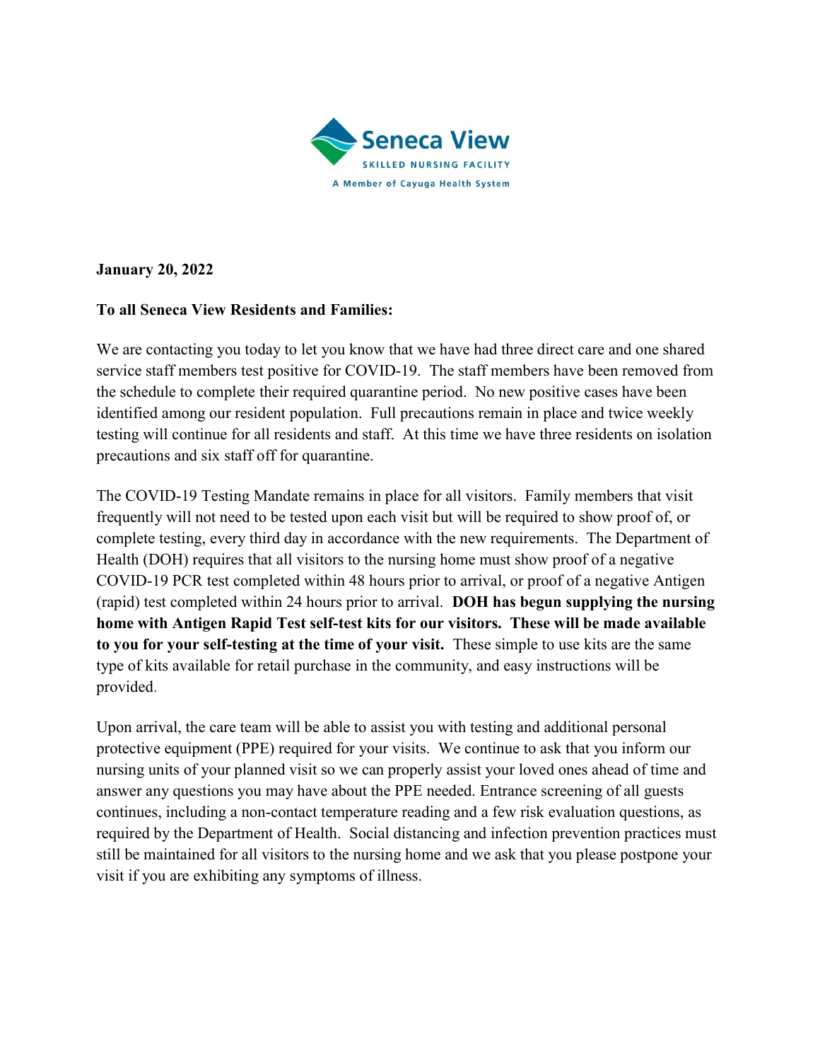Seneca View

SKILLED NURSING FACILITY

A Member of Cayuga Health System

**January 20, 2022**

**To all Seneca View Residents and Families:**

We are contacting you today to let you know that we have had three direct care and one shared service staff members test positive for COVID-19. The staff members have been removed from the schedule to complete their required quarantine period. No new positive cases have been identified among our resident population. Full precautions remain in place and twice weekly testing will continue for all residents and staff. At this time we have three residents on isolation precautions and six staff off for quarantine.

The COVID-19 Testing Mandate remains in place for all visitors. Family members that visit frequently will not need to be tested upon each visit but will be required to show proof of, or complete testing, every third day in accordance with the new requirements. The Department of Health (DOH) requires that all visitors to the nursing home must show proof of a negative COVID-19 PCR test completed within 48 hours prior to arrival, or proof of a negative Antigen (rapid) test completed within 24 hours prior to arrival. **DOH has begun supplying the nursing home with Antigen Rapid Test self-test kits for our visitors. These will be made available to you for your self-testing at the time of your visit.** These simple to use kits are the same type of kits available for retail purchase in the community, and easy instructions will be provided.

Upon arrival, the care team will be able to assist you with testing and additional personal protective equipment (PPE) required for your visits. We continue to ask that you inform our nursing units of your planned visit so we can properly assist your loved ones ahead of time and answer any questions you may have about the PPE needed. Entrance screening of all guests continues, including a non-contact temperature reading and a few risk evaluation questions, as required by the Department of Health. Social distancing and infection prevention practices must still be maintained for all visitors to the nursing home and we ask that you please postpone your visit if you are exhibiting any symptoms of illness.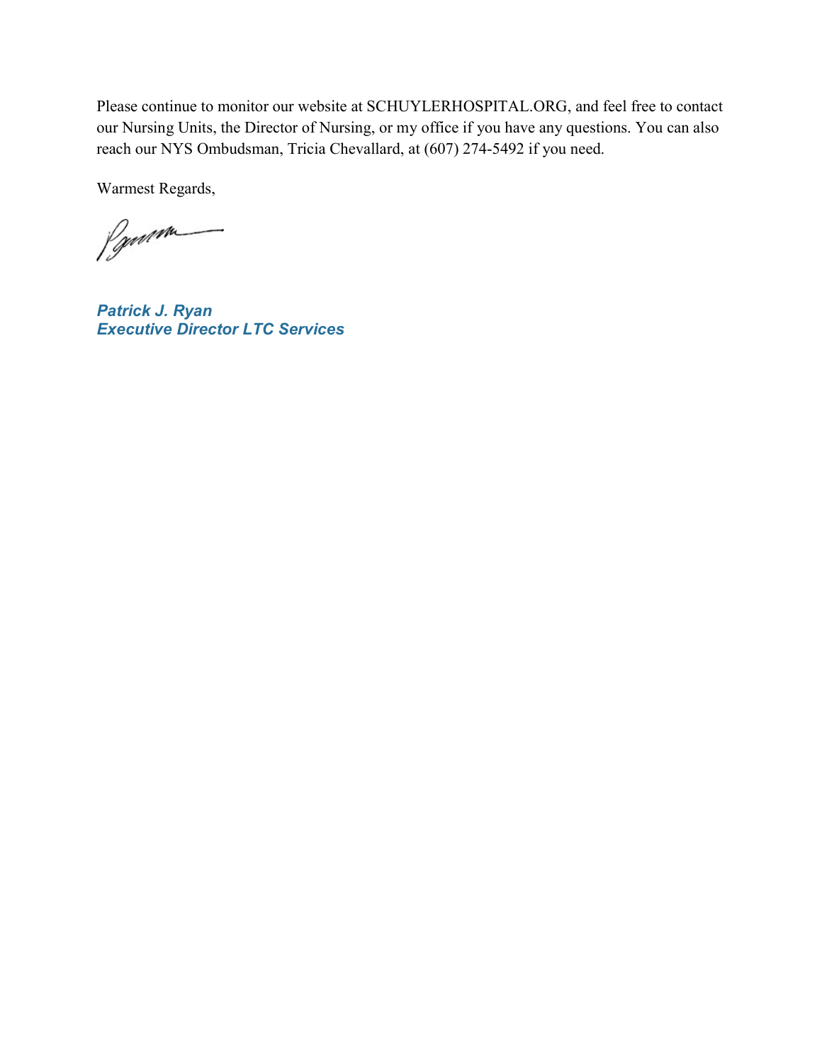Please continue to monitor our website at SCHUYLERHOSPITAL.ORG, and feel free to contact our Nursing Units, the Director of Nursing, or my office if you have any questions. You can also reach our NYS Ombudsman, Tricia Chevallard, at (607) 274-5492 if you need.

Warmest Regards,

***Patrick J. Ryan***
***Executive Director LTC Services***